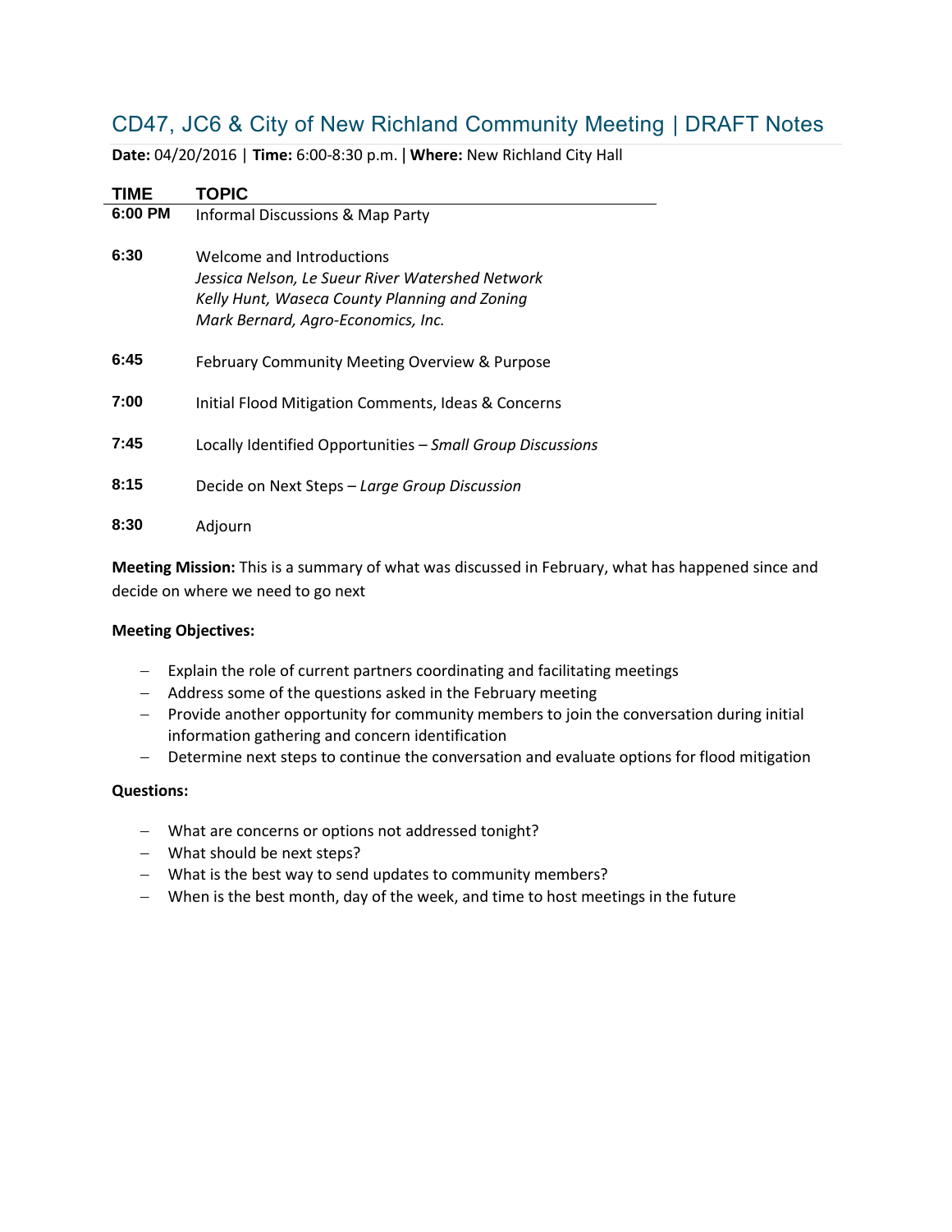# CD47, JC6 & City of New Richland Community Meeting | DRAFT Notes

**Date:** 04/20/2016 | **Time:** 6:00-8:30 p.m. | **Where:** New Richland City Hall

| TIME | TOPIC |
|---|---|
| 6:00 PM | Informal Discussions & Map Party |
| 6:30 | Welcome and Introductions<br>*Jessica Nelson, Le Sueur River Watershed Network*<br>*Kelly Hunt, Waseca County Planning and Zoning*<br>*Mark Bernard, Agro-Economics, Inc.* |
| 6:45 | February Community Meeting Overview & Purpose |
| 7:00 | Initial Flood Mitigation Comments, Ideas & Concerns |
| 7:45 | Locally Identified Opportunities – *Small Group Discussions* |
| 8:15 | Decide on Next Steps – *Large Group Discussion* |
| 8:30 | Adjourn |

**Meeting Mission:** This is a summary of what was discussed in February, what has happened since and decide on where we need to go next

**Meeting Objectives:**

- Explain the role of current partners coordinating and facilitating meetings
- Address some of the questions asked in the February meeting
- Provide another opportunity for community members to join the conversation during initial information gathering and concern identification
- Determine next steps to continue the conversation and evaluate options for flood mitigation

**Questions:**

- What are concerns or options not addressed tonight?
- What should be next steps?
- What is the best way to send updates to community members?
- When is the best month, day of the week, and time to host meetings in the future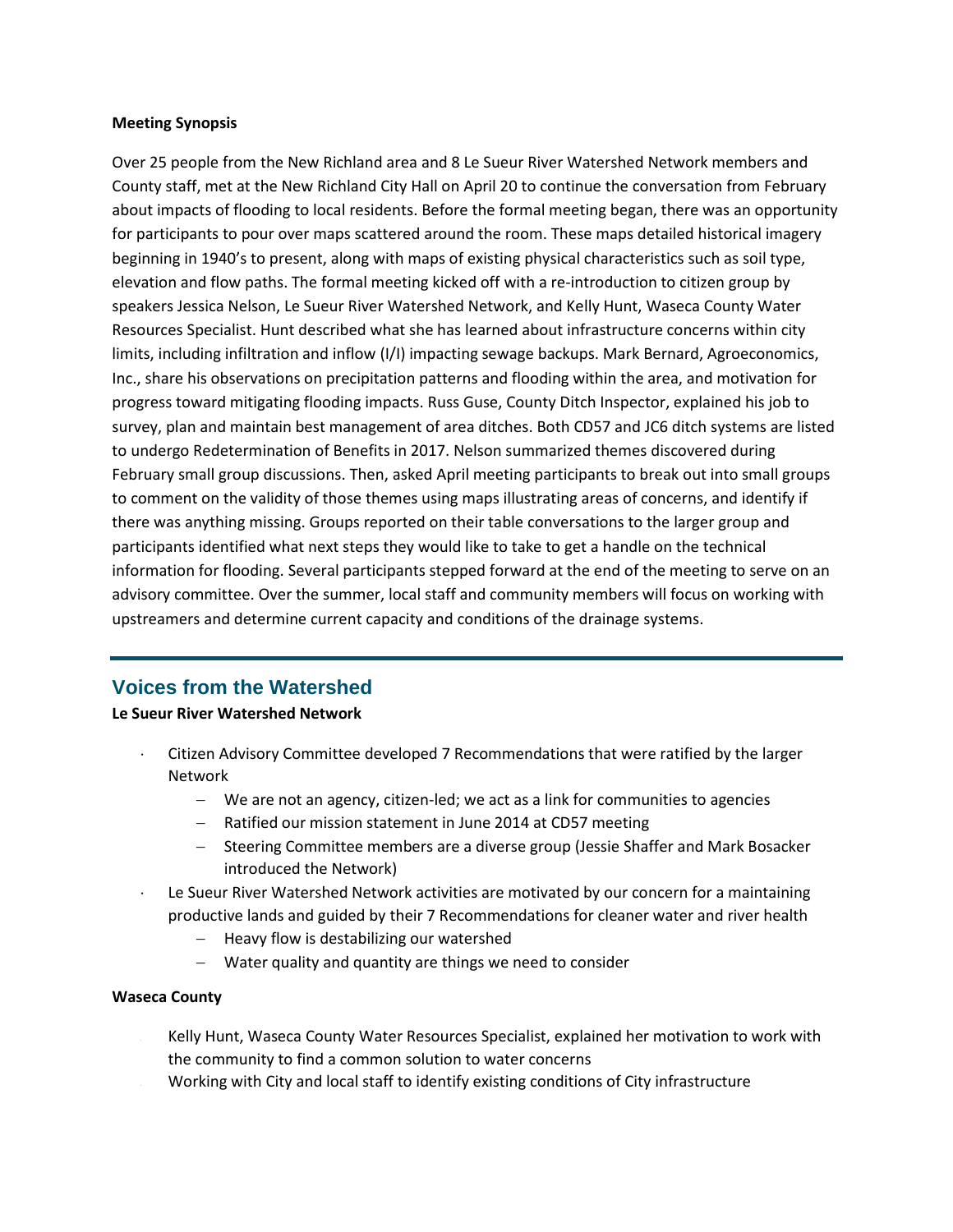**Meeting Synopsis**

Over 25 people from the New Richland area and 8 Le Sueur River Watershed Network members and County staff, met at the New Richland City Hall on April 20 to continue the conversation from February about impacts of flooding to local residents. Before the formal meeting began, there was an opportunity for participants to pour over maps scattered around the room. These maps detailed historical imagery beginning in 1940's to present, along with maps of existing physical characteristics such as soil type, elevation and flow paths. The formal meeting kicked off with a re-introduction to citizen group by speakers Jessica Nelson, Le Sueur River Watershed Network, and Kelly Hunt, Waseca County Water Resources Specialist. Hunt described what she has learned about infrastructure concerns within city limits, including infiltration and inflow (I/I) impacting sewage backups. Mark Bernard, Agroeconomics, Inc., share his observations on precipitation patterns and flooding within the area, and motivation for progress toward mitigating flooding impacts. Russ Guse, County Ditch Inspector, explained his job to survey, plan and maintain best management of area ditches. Both CD57 and JC6 ditch systems are listed to undergo Redetermination of Benefits in 2017. Nelson summarized themes discovered during February small group discussions. Then, asked April meeting participants to break out into small groups to comment on the validity of those themes using maps illustrating areas of concerns, and identify if there was anything missing. Groups reported on their table conversations to the larger group and participants identified what next steps they would like to take to get a handle on the technical information for flooding. Several participants stepped forward at the end of the meeting to serve on an advisory committee. Over the summer, local staff and community members will focus on working with upstreamers and determine current capacity and conditions of the drainage systems.

## Voices from the Watershed

**Le Sueur River Watershed Network**

- Citizen Advisory Committee developed 7 Recommendations that were ratified by the larger Network
  - We are not an agency, citizen-led; we act as a link for communities to agencies
  - Ratified our mission statement in June 2014 at CD57 meeting
  - Steering Committee members are a diverse group (Jessie Shaffer and Mark Bosacker introduced the Network)
- Le Sueur River Watershed Network activities are motivated by our concern for a maintaining productive lands and guided by their 7 Recommendations for cleaner water and river health
  - Heavy flow is destabilizing our watershed
  - Water quality and quantity are things we need to consider

**Waseca County**

- Kelly Hunt, Waseca County Water Resources Specialist, explained her motivation to work with the community to find a common solution to water concerns
- Working with City and local staff to identify existing conditions of City infrastructure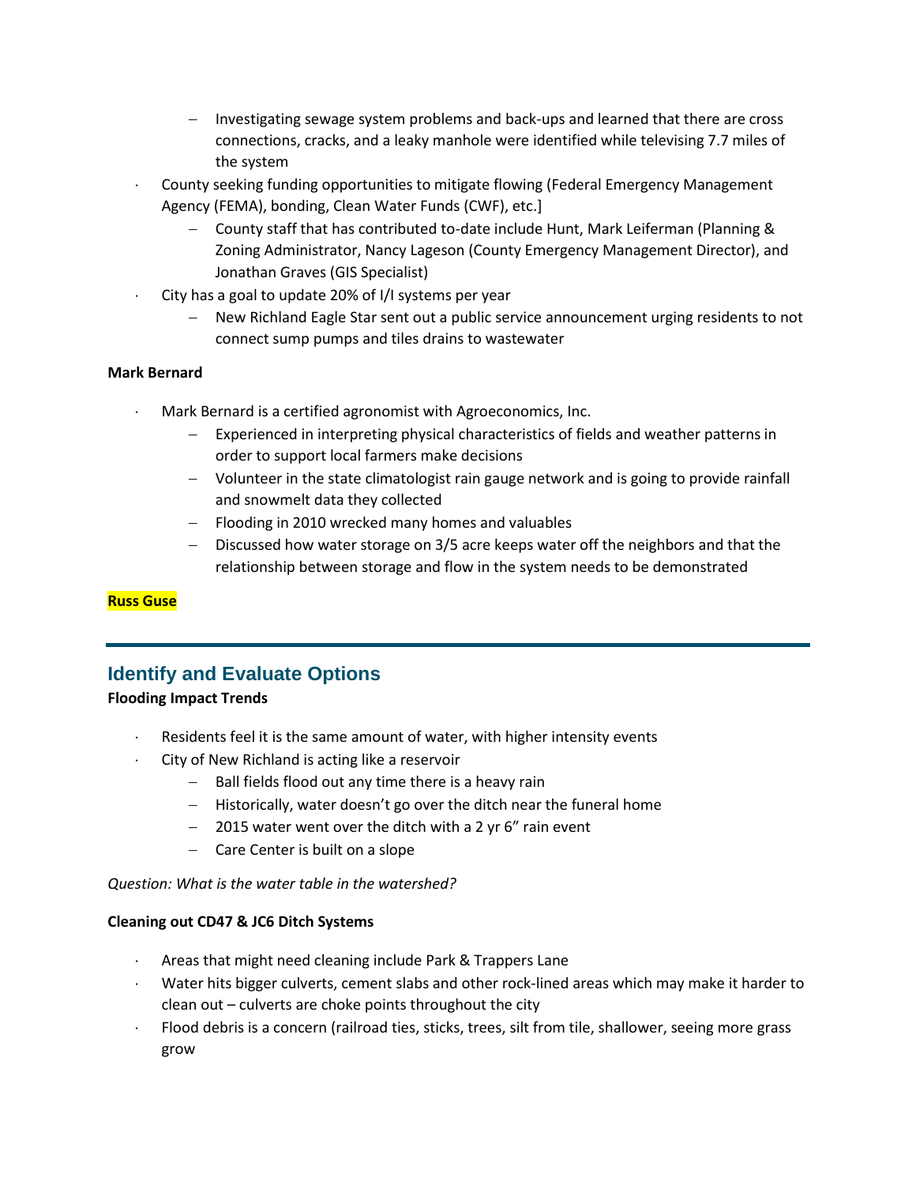- Investigating sewage system problems and back-ups and learned that there are cross connections, cracks, and a leaky manhole were identified while televising 7.7 miles of the system
- County seeking funding opportunities to mitigate flowing (Federal Emergency Management Agency (FEMA), bonding, Clean Water Funds (CWF), etc.]
  - County staff that has contributed to-date include Hunt, Mark Leiferman (Planning & Zoning Administrator, Nancy Lageson (County Emergency Management Director), and Jonathan Graves (GIS Specialist)
- City has a goal to update 20% of I/I systems per year
  - New Richland Eagle Star sent out a public service announcement urging residents to not connect sump pumps and tiles drains to wastewater

**Mark Bernard**

- Mark Bernard is a certified agronomist with Agroeconomics, Inc.
  - Experienced in interpreting physical characteristics of fields and weather patterns in order to support local farmers make decisions
  - Volunteer in the state climatologist rain gauge network and is going to provide rainfall and snowmelt data they collected
  - Flooding in 2010 wrecked many homes and valuables
  - Discussed how water storage on 3/5 acre keeps water off the neighbors and that the relationship between storage and flow in the system needs to be demonstrated

**Russ Guse**

---

## Identify and Evaluate Options

**Flooding Impact Trends**

- Residents feel it is the same amount of water, with higher intensity events
- City of New Richland is acting like a reservoir
  - Ball fields flood out any time there is a heavy rain
  - Historically, water doesn't go over the ditch near the funeral home
  - 2015 water went over the ditch with a 2 yr 6" rain event
  - Care Center is built on a slope

*Question: What is the water table in the watershed?*

**Cleaning out CD47 & JC6 Ditch Systems**

- Areas that might need cleaning include Park & Trappers Lane
- Water hits bigger culverts, cement slabs and other rock-lined areas which may make it harder to clean out – culverts are choke points throughout the city
- Flood debris is a concern (railroad ties, sticks, trees, silt from tile, shallower, seeing more grass grow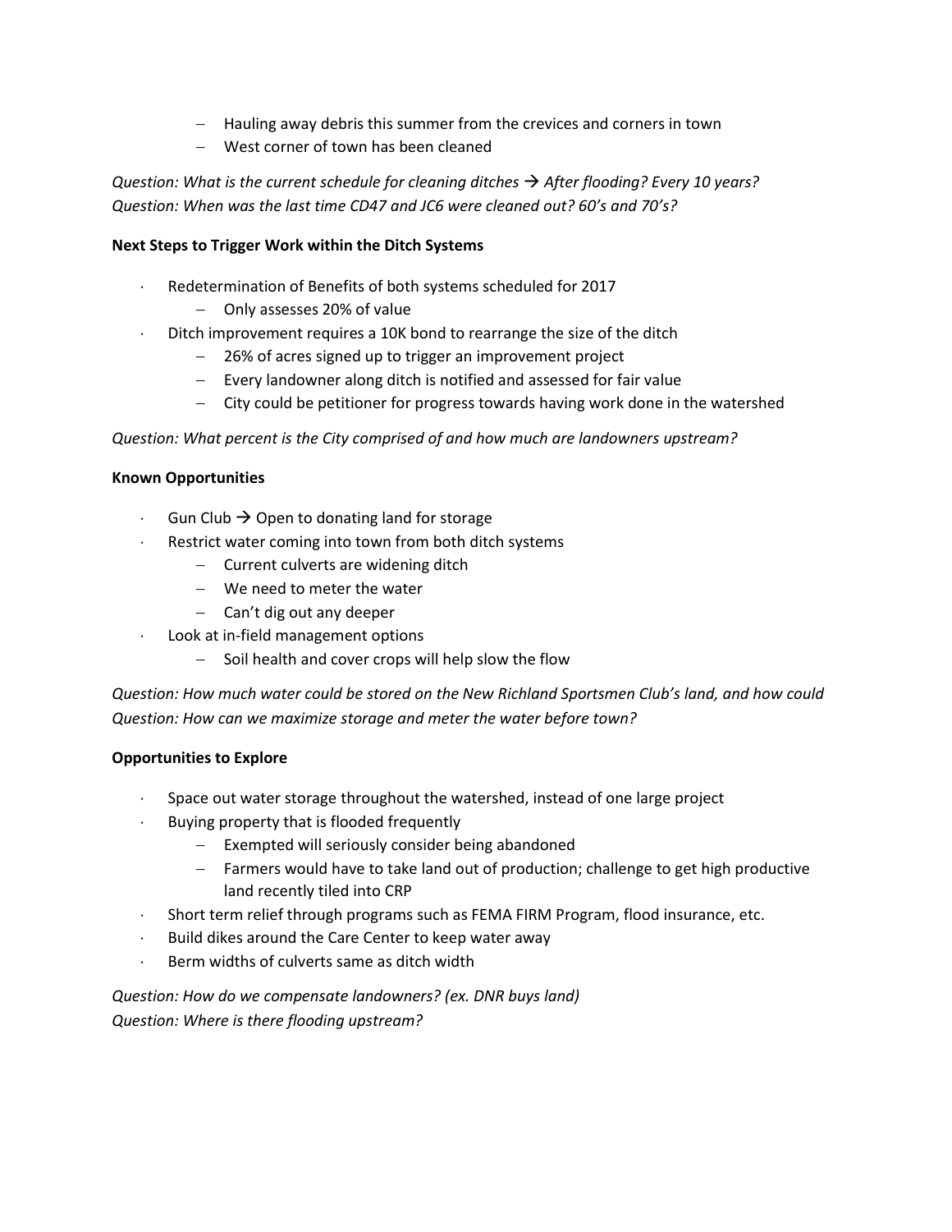- Hauling away debris this summer from the crevices and corners in town
  - West corner of town has been cleaned

*Question: What is the current schedule for cleaning ditches → After flooding? Every 10 years?*
*Question: When was the last time CD47 and JC6 were cleaned out? 60's and 70's?*

**Next Steps to Trigger Work within the Ditch Systems**

- Redetermination of Benefits of both systems scheduled for 2017
  - Only assesses 20% of value
- Ditch improvement requires a 10K bond to rearrange the size of the ditch
  - 26% of acres signed up to trigger an improvement project
  - Every landowner along ditch is notified and assessed for fair value
  - City could be petitioner for progress towards having work done in the watershed

*Question: What percent is the City comprised of and how much are landowners upstream?*

**Known Opportunities**

- Gun Club → Open to donating land for storage
- Restrict water coming into town from both ditch systems
  - Current culverts are widening ditch
  - We need to meter the water
  - Can't dig out any deeper
- Look at in-field management options
  - Soil health and cover crops will help slow the flow

*Question: How much water could be stored on the New Richland Sportsmen Club's land, and how could*
*Question: How can we maximize storage and meter the water before town?*

**Opportunities to Explore**

- Space out water storage throughout the watershed, instead of one large project
- Buying property that is flooded frequently
  - Exempted will seriously consider being abandoned
  - Farmers would have to take land out of production; challenge to get high productive land recently tiled into CRP
- Short term relief through programs such as FEMA FIRM Program, flood insurance, etc.
- Build dikes around the Care Center to keep water away
- Berm widths of culverts same as ditch width

*Question: How do we compensate landowners? (ex. DNR buys land)*
*Question: Where is there flooding upstream?*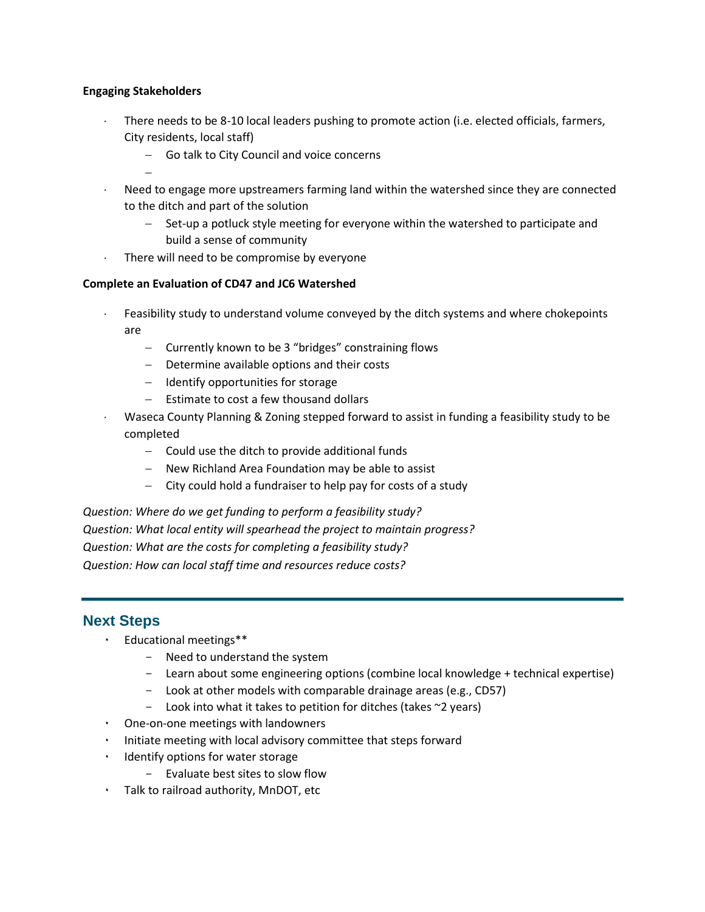**Engaging Stakeholders**

- There needs to be 8-10 local leaders pushing to promote action (i.e. elected officials, farmers, City residents, local staff)
  - Go talk to City Council and voice concerns
  -
- Need to engage more upstreamers farming land within the watershed since they are connected to the ditch and part of the solution
  - Set-up a potluck style meeting for everyone within the watershed to participate and build a sense of community
- There will need to be compromise by everyone

**Complete an Evaluation of CD47 and JC6 Watershed**

- Feasibility study to understand volume conveyed by the ditch systems and where chokepoints are
  - Currently known to be 3 "bridges" constraining flows
  - Determine available options and their costs
  - Identify opportunities for storage
  - Estimate to cost a few thousand dollars
- Waseca County Planning & Zoning stepped forward to assist in funding a feasibility study to be completed
  - Could use the ditch to provide additional funds
  - New Richland Area Foundation may be able to assist
  - City could hold a fundraiser to help pay for costs of a study

*Question: Where do we get funding to perform a feasibility study?*
*Question: What local entity will spearhead the project to maintain progress?*
*Question: What are the costs for completing a feasibility study?*
*Question: How can local staff time and resources reduce costs?*

## Next Steps

- Educational meetings**
  - Need to understand the system
  - Learn about some engineering options (combine local knowledge + technical expertise)
  - Look at other models with comparable drainage areas (e.g., CD57)
  - Look into what it takes to petition for ditches (takes ~2 years)
- One-on-one meetings with landowners
- Initiate meeting with local advisory committee that steps forward
- Identify options for water storage
  - Evaluate best sites to slow flow
- Talk to railroad authority, MnDOT, etc